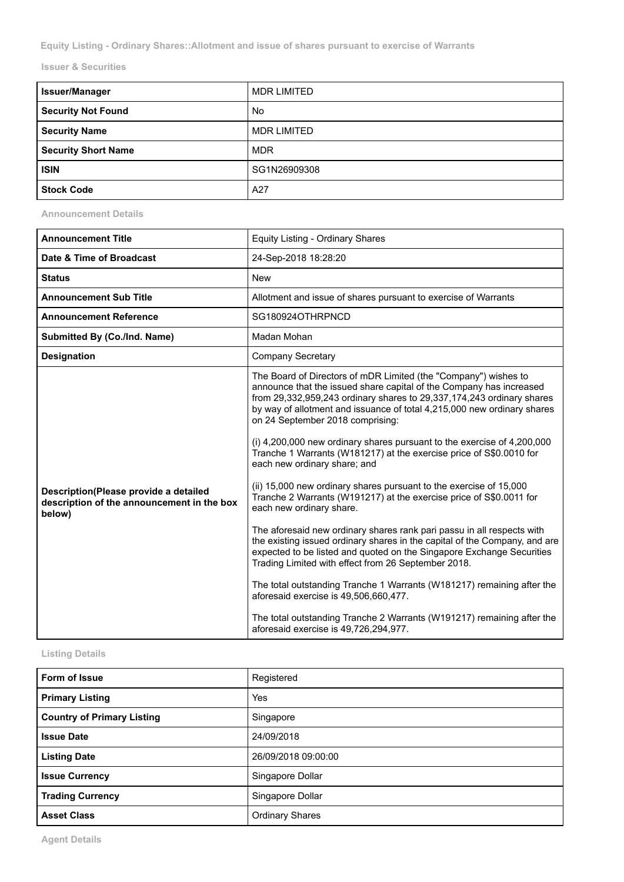**Equity Listing - Ordinary Shares::Allotment and issue of shares pursuant to exercise of Warrants**

**Issuer & Securities**

| Issuer/Manager | MDR LIMITED |
|---|---|
| Security Not Found | No |
| Security Name | MDR LIMITED |
| Security Short Name | MDR |
| ISIN | SG1N26909308 |
| Stock Code | A27 |

**Announcement Details**

| Announcement Title | Equity Listing - Ordinary Shares |
|---|---|
| Date & Time of Broadcast | 24-Sep-2018 18:28:20 |
| Status | New |
| Announcement Sub Title | Allotment and issue of shares pursuant to exercise of Warrants |
| Announcement Reference | SG180924OTHRPNCD |
| Submitted By (Co./Ind. Name) | Madan Mohan |
| Designation | Company Secretary |
| Description(Please provide a detailed description of the announcement in the box below) | The Board of Directors of mDR Limited (the "Company") wishes to announce that the issued share capital of the Company has increased from 29,332,959,243 ordinary shares to 29,337,174,243 ordinary shares by way of allotment and issuance of total 4,215,000 new ordinary shares on 24 September 2018 comprising:<br><br>(i) 4,200,000 new ordinary shares pursuant to the exercise of 4,200,000 Tranche 1 Warrants (W181217) at the exercise price of S$0.0010 for each new ordinary share; and<br><br>(ii) 15,000 new ordinary shares pursuant to the exercise of 15,000 Tranche 2 Warrants (W191217) at the exercise price of S$0.0011 for each new ordinary share.<br><br>The aforesaid new ordinary shares rank pari passu in all respects with the existing issued ordinary shares in the capital of the Company, and are expected to be listed and quoted on the Singapore Exchange Securities Trading Limited with effect from 26 September 2018.<br><br>The total outstanding Tranche 1 Warrants (W181217) remaining after the aforesaid exercise is 49,506,660,477.<br><br>The total outstanding Tranche 2 Warrants (W191217) remaining after the aforesaid exercise is 49,726,294,977. |

**Listing Details**

| Form of Issue | Registered |
|---|---|
| Primary Listing | Yes |
| Country of Primary Listing | Singapore |
| Issue Date | 24/09/2018 |
| Listing Date | 26/09/2018 09:00:00 |
| Issue Currency | Singapore Dollar |
| Trading Currency | Singapore Dollar |
| Asset Class | Ordinary Shares |

**Agent Details**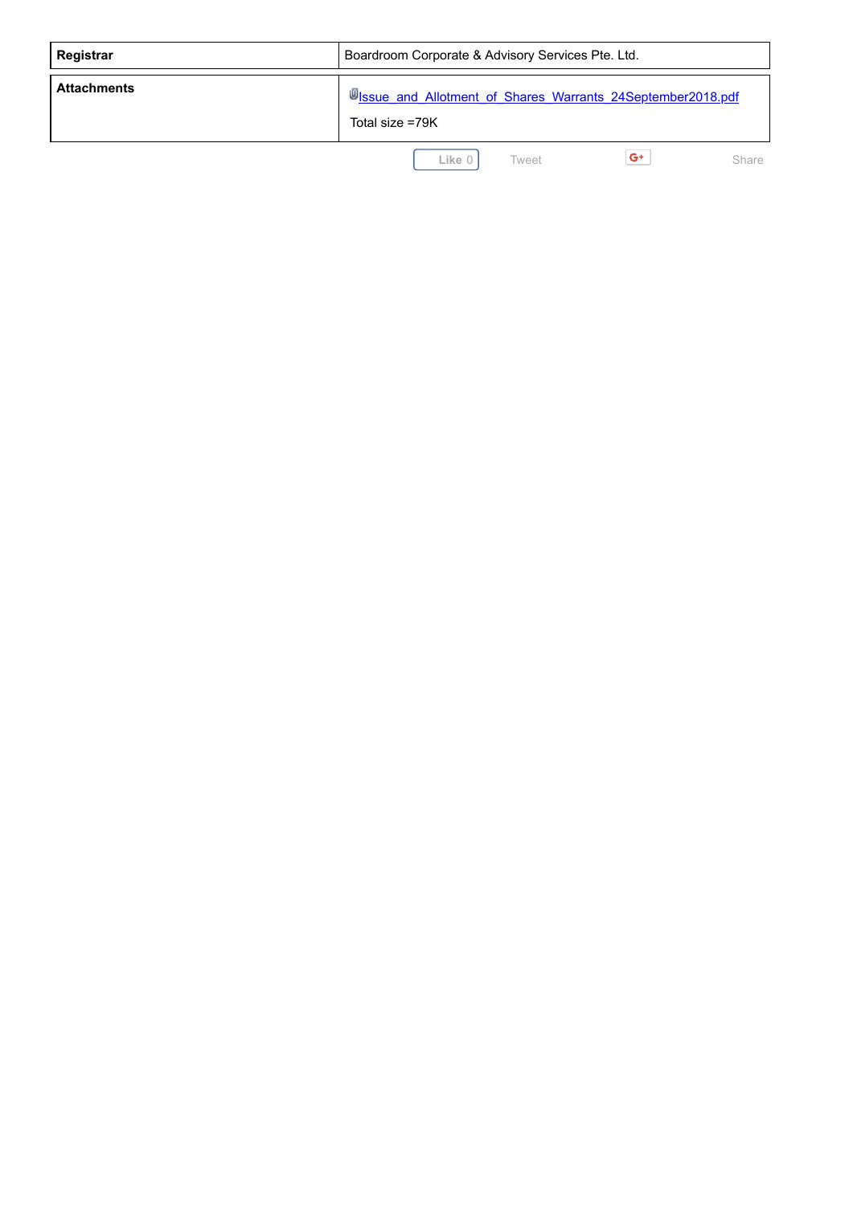| | |
|---|---|
| **Registrar** | Boardroom Corporate & Advisory Services Pte. Ltd. |
| **Attachments** | Issue_and_Allotment_of_Shares_Warrants_24September2018.pdf<br><br>Total size =79K |

Like 0 Tweet G+ Share